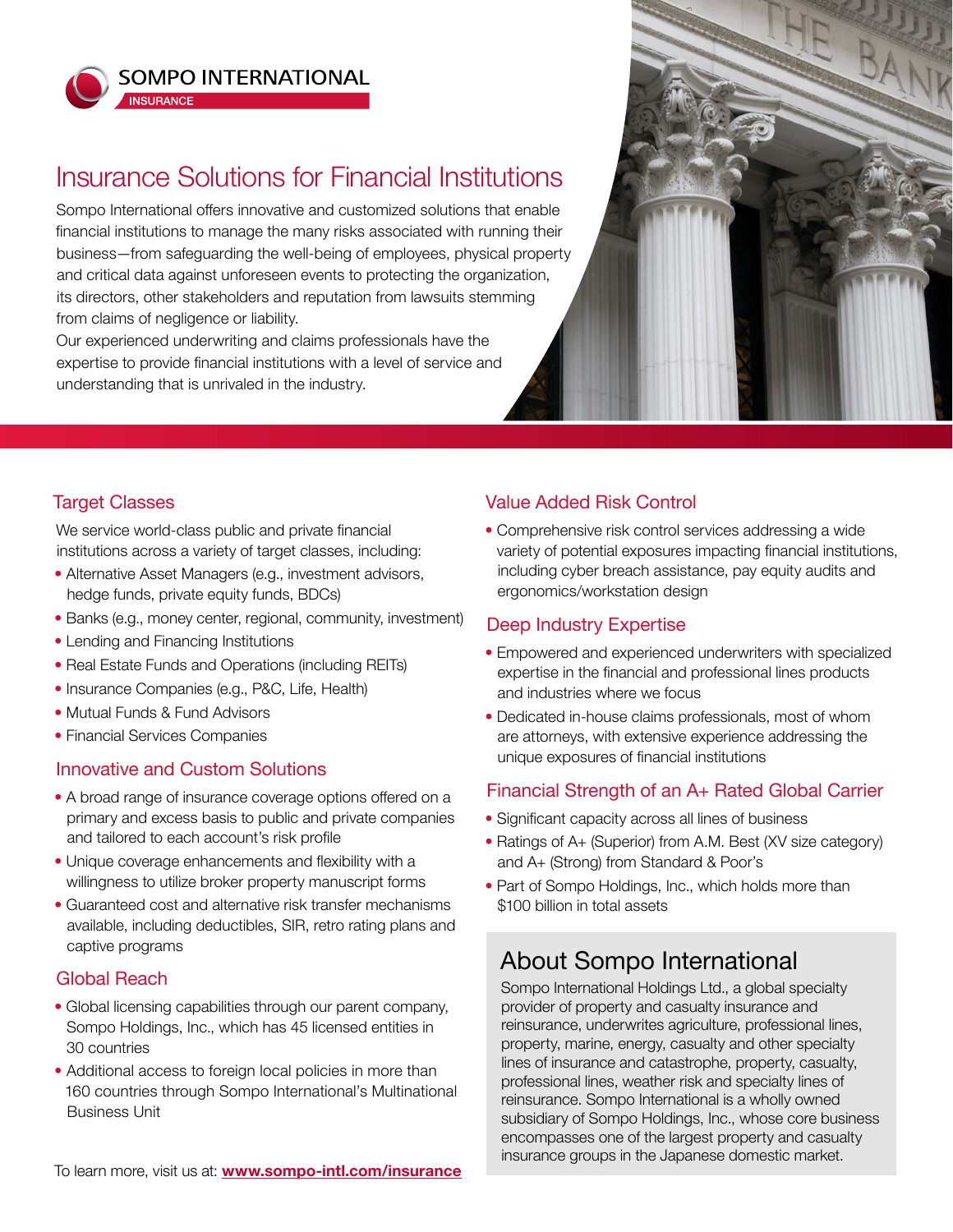SOMPO INTERNATIONAL
INSURANCE

# Insurance Solutions for Financial Institutions

Sompo International offers innovative and customized solutions that enable financial institutions to manage the many risks associated with running their business—from safeguarding the well-being of employees, physical property and critical data against unforeseen events to protecting the organization, its directors, other stakeholders and reputation from lawsuits stemming from claims of negligence or liability.

Our experienced underwriting and claims professionals have the expertise to provide financial institutions with a level of service and understanding that is unrivaled in the industry.

## Target Classes

We service world-class public and private financial institutions across a variety of target classes, including:

- Alternative Asset Managers (e.g., investment advisors, hedge funds, private equity funds, BDCs)
- Banks (e.g., money center, regional, community, investment)
- Lending and Financing Institutions
- Real Estate Funds and Operations (including REITs)
- Insurance Companies (e.g., P&C, Life, Health)
- Mutual Funds & Fund Advisors
- Financial Services Companies

## Innovative and Custom Solutions

- A broad range of insurance coverage options offered on a primary and excess basis to public and private companies and tailored to each account's risk profile
- Unique coverage enhancements and flexibility with a willingness to utilize broker property manuscript forms
- Guaranteed cost and alternative risk transfer mechanisms available, including deductibles, SIR, retro rating plans and captive programs

## Global Reach

- Global licensing capabilities through our parent company, Sompo Holdings, Inc., which has 45 licensed entities in 30 countries
- Additional access to foreign local policies in more than 160 countries through Sompo International's Multinational Business Unit

## Value Added Risk Control

- Comprehensive risk control services addressing a wide variety of potential exposures impacting financial institutions, including cyber breach assistance, pay equity audits and ergonomics/workstation design

## Deep Industry Expertise

- Empowered and experienced underwriters with specialized expertise in the financial and professional lines products and industries where we focus
- Dedicated in-house claims professionals, most of whom are attorneys, with extensive experience addressing the unique exposures of financial institutions

## Financial Strength of an A+ Rated Global Carrier

- Significant capacity across all lines of business
- Ratings of A+ (Superior) from A.M. Best (XV size category) and A+ (Strong) from Standard & Poor's
- Part of Sompo Holdings, Inc., which holds more than $100 billion in total assets

## About Sompo International

Sompo International Holdings Ltd., a global specialty provider of property and casualty insurance and reinsurance, underwrites agriculture, professional lines, property, marine, energy, casualty and other specialty lines of insurance and catastrophe, property, casualty, professional lines, weather risk and specialty lines of reinsurance. Sompo International is a wholly owned subsidiary of Sompo Holdings, Inc., whose core business encompasses one of the largest property and casualty insurance groups in the Japanese domestic market.

To learn more, visit us at: **www.sompo-intl.com/insurance**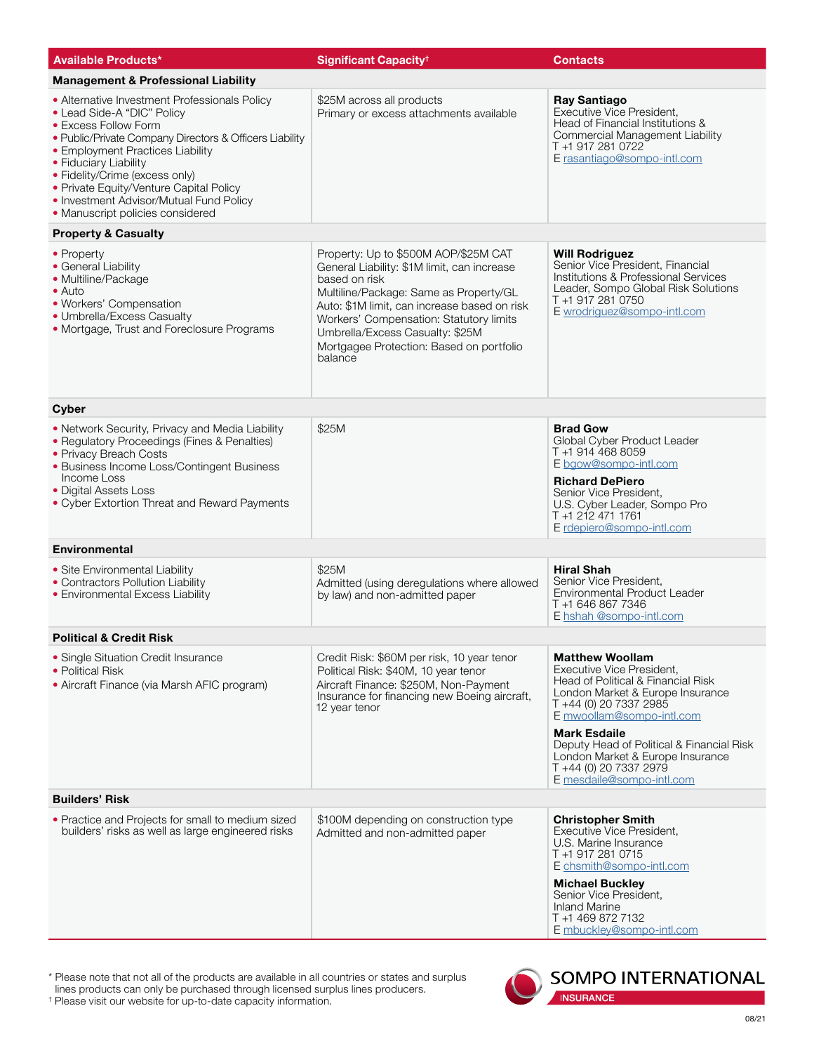| Available Products* | Significant Capacity† | Contacts |
|---|---|---|
| **Management & Professional Liability** | | |
| • Alternative Investment Professionals Policy<br>• Lead Side-A "DIC" Policy<br>• Excess Follow Form<br>• Public/Private Company Directors & Officers Liability<br>• Employment Practices Liability<br>• Fiduciary Liability<br>• Fidelity/Crime (excess only)<br>• Private Equity/Venture Capital Policy<br>• Investment Advisor/Mutual Fund Policy<br>• Manuscript policies considered | $25M across all products<br>Primary or excess attachments available | **Ray Santiago**<br>Executive Vice President,<br>Head of Financial Institutions &<br>Commercial Management Liability<br>T +1 917 281 0722<br>E rasantiago@sompo-intl.com |
| **Property & Casualty** | | |
| • Property<br>• General Liability<br>• Multiline/Package<br>• Auto<br>• Workers' Compensation<br>• Umbrella/Excess Casualty<br>• Mortgage, Trust and Foreclosure Programs | Property: Up to $500M AOP/$25M CAT<br>General Liability: $1M limit, can increase based on risk<br>Multiline/Package: Same as Property/GL<br>Auto: $1M limit, can increase based on risk<br>Workers' Compensation: Statutory limits<br>Umbrella/Excess Casualty: $25M<br>Mortgagee Protection: Based on portfolio balance | **Will Rodriguez**<br>Senior Vice President, Financial Institutions & Professional Services Leader, Sompo Global Risk Solutions<br>T +1 917 281 0750<br>E wrodriguez@sompo-intl.com |
| **Cyber** | | |
| • Network Security, Privacy and Media Liability<br>• Regulatory Proceedings (Fines & Penalties)<br>• Privacy Breach Costs<br>• Business Income Loss/Contingent Business Income Loss<br>• Digital Assets Loss<br>• Cyber Extortion Threat and Reward Payments | $25M | **Brad Gow**<br>Global Cyber Product Leader<br>T +1 914 468 8059<br>E bgow@sompo-intl.com<br>**Richard DePiero**<br>Senior Vice President,<br>U.S. Cyber Leader, Sompo Pro<br>T +1 212 471 1761<br>E rdepiero@sompo-intl.com |
| **Environmental** | | |
| • Site Environmental Liability<br>• Contractors Pollution Liability<br>• Environmental Excess Liability | $25M<br>Admitted (using deregulations where allowed by law) and non-admitted paper | **Hiral Shah**<br>Senior Vice President,<br>Environmental Product Leader<br>T +1 646 867 7346<br>E hshah @sompo-intl.com |
| **Political & Credit Risk** | | |
| • Single Situation Credit Insurance<br>• Political Risk<br>• Aircraft Finance (via Marsh AFIC program) | Credit Risk: $60M per risk, 10 year tenor<br>Political Risk: $40M, 10 year tenor<br>Aircraft Finance: $250M, Non-Payment Insurance for financing new Boeing aircraft, 12 year tenor | **Matthew Woollam**<br>Executive Vice President,<br>Head of Political & Financial Risk<br>London Market & Europe Insurance<br>T +44 (0) 20 7337 2985<br>E mwoollam@sompo-intl.com<br>**Mark Esdaile**<br>Deputy Head of Political & Financial Risk<br>London Market & Europe Insurance<br>T +44 (0) 20 7337 2979<br>E mesdaile@sompo-intl.com |
| **Builders' Risk** | | |
| • Practice and Projects for small to medium sized builders' risks as well as large engineered risks | $100M depending on construction type<br>Admitted and non-admitted paper | **Christopher Smith**<br>Executive Vice President,<br>U.S. Marine Insurance<br>T +1 917 281 0715<br>E chsmith@sompo-intl.com<br>**Michael Buckley**<br>Senior Vice President,<br>Inland Marine<br>T +1 469 872 7132<br>E mbuckley@sompo-intl.com |

* Please note that not all of the products are available in all countries or states and surplus lines products can only be purchased through licensed surplus lines producers.
† Please visit our website for up-to-date capacity information.

SOMPO INTERNATIONAL
INSURANCE

08/21